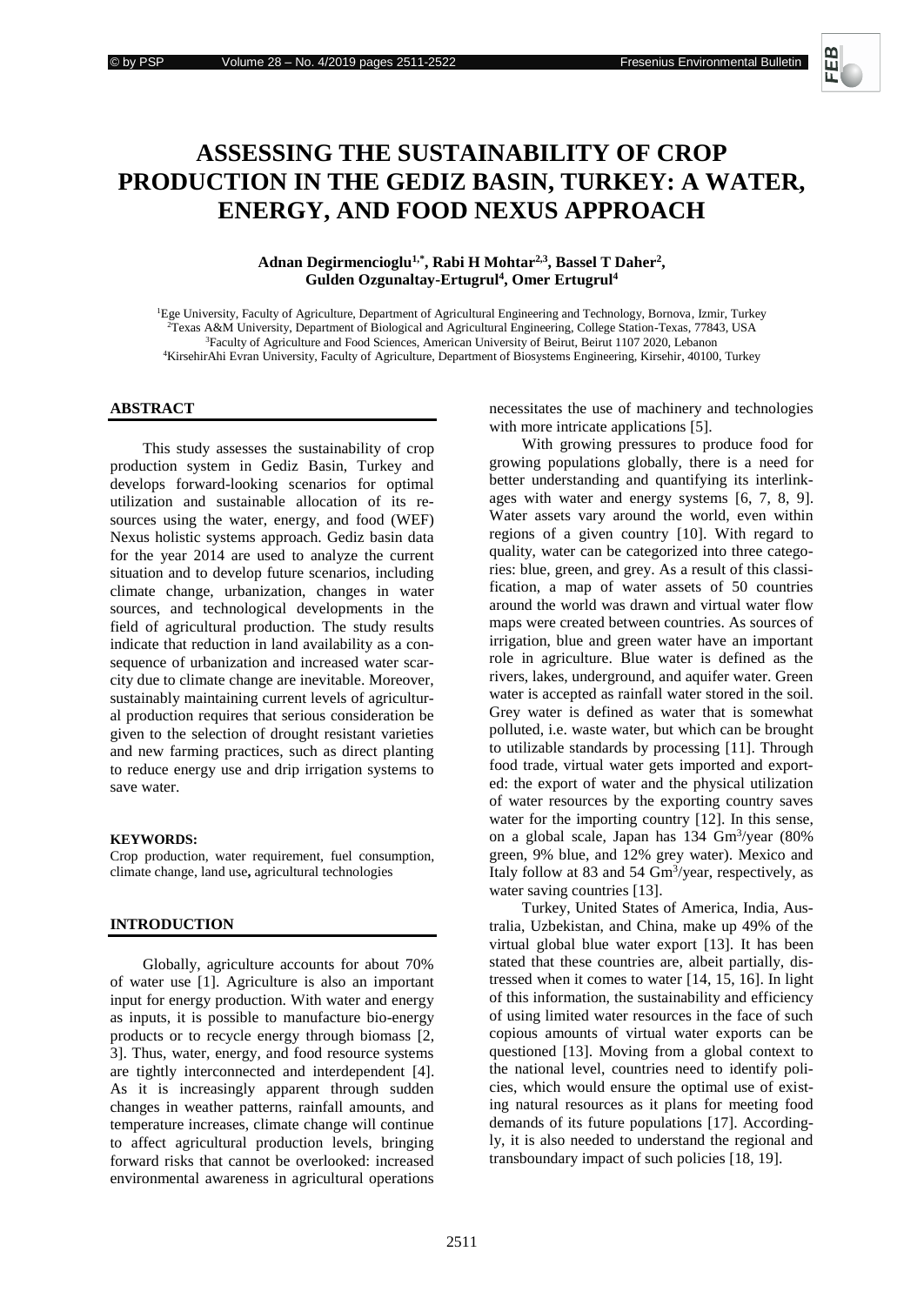# ASSESSING THE SUSTAINABILITY OF CROP PRODUCTION IN THE GEDIZ BASIN, TURKEY: A WATER, ENERGY, AND FOOD NEXUS APPROACH

**Adnan Degirmencioglu[1,*], Rabi H Mohtar[2,3], Bassel T Daher[2], Gulden Ozgunaltay-Ertugrul[4], Omer Ertugrul[4]**

[1]Ege University, Faculty of Agriculture, Department of Agricultural Engineering and Technology, Bornova, Izmir, Turkey
[2]Texas A&M University, Department of Biological and Agricultural Engineering, College Station-Texas, 77843, USA
[3]Faculty of Agriculture and Food Sciences, American University of Beirut, Beirut 1107 2020, Lebanon
[4]KirsehirAhi Evran University, Faculty of Agriculture, Department of Biosystems Engineering, Kirsehir, 40100, Turkey

## ABSTRACT

This study assesses the sustainability of crop production system in Gediz Basin, Turkey and develops forward-looking scenarios for optimal utilization and sustainable allocation of its resources using the water, energy, and food (WEF) Nexus holistic systems approach. Gediz basin data for the year 2014 are used to analyze the current situation and to develop future scenarios, including climate change, urbanization, changes in water sources, and technological developments in the field of agricultural production. The study results indicate that reduction in land availability as a consequence of urbanization and increased water scarcity due to climate change are inevitable. Moreover, sustainably maintaining current levels of agricultural production requires that serious consideration be given to the selection of drought resistant varieties and new farming practices, such as direct planting to reduce energy use and drip irrigation systems to save water.

**KEYWORDS:**
Crop production, water requirement, fuel consumption, climate change, land use, agricultural technologies

## INTRODUCTION

Globally, agriculture accounts for about 70% of water use [1]. Agriculture is also an important input for energy production. With water and energy as inputs, it is possible to manufacture bio-energy products or to recycle energy through biomass [2, 3]. Thus, water, energy, and food resource systems are tightly interconnected and interdependent [4]. As it is increasingly apparent through sudden changes in weather patterns, rainfall amounts, and temperature increases, climate change will continue to affect agricultural production levels, bringing forward risks that cannot be overlooked: increased environmental awareness in agricultural operations necessitates the use of machinery and technologies with more intricate applications [5].

With growing pressures to produce food for growing populations globally, there is a need for better understanding and quantifying its interlinkages with water and energy systems [6, 7, 8, 9]. Water assets vary around the world, even within regions of a given country [10]. With regard to quality, water can be categorized into three categories: blue, green, and grey. As a result of this classification, a map of water assets of 50 countries around the world was drawn and virtual water flow maps were created between countries. As sources of irrigation, blue and green water have an important role in agriculture. Blue water is defined as the rivers, lakes, underground, and aquifer water. Green water is accepted as rainfall water stored in the soil. Grey water is defined as water that is somewhat polluted, i.e. waste water, but which can be brought to utilizable standards by processing [11]. Through food trade, virtual water gets imported and exported: the export of water and the physical utilization of water resources by the exporting country saves water for the importing country [12]. In this sense, on a global scale, Japan has 134 $Gm^3$/year (80% green, 9% blue, and 12% grey water). Mexico and Italy follow at 83 and 54 $Gm^3$/year, respectively, as water saving countries [13].

Turkey, United States of America, India, Australia, Uzbekistan, and China, make up 49% of the virtual global blue water export [13]. It has been stated that these countries are, albeit partially, distressed when it comes to water [14, 15, 16]. In light of this information, the sustainability and efficiency of using limited water resources in the face of such copious amounts of virtual water exports can be questioned [13]. Moving from a global context to the national level, countries need to identify policies, which would ensure the optimal use of existing natural resources as it plans for meeting food demands of its future populations [17]. Accordingly, it is also needed to understand the regional and transboundary impact of such policies [18, 19].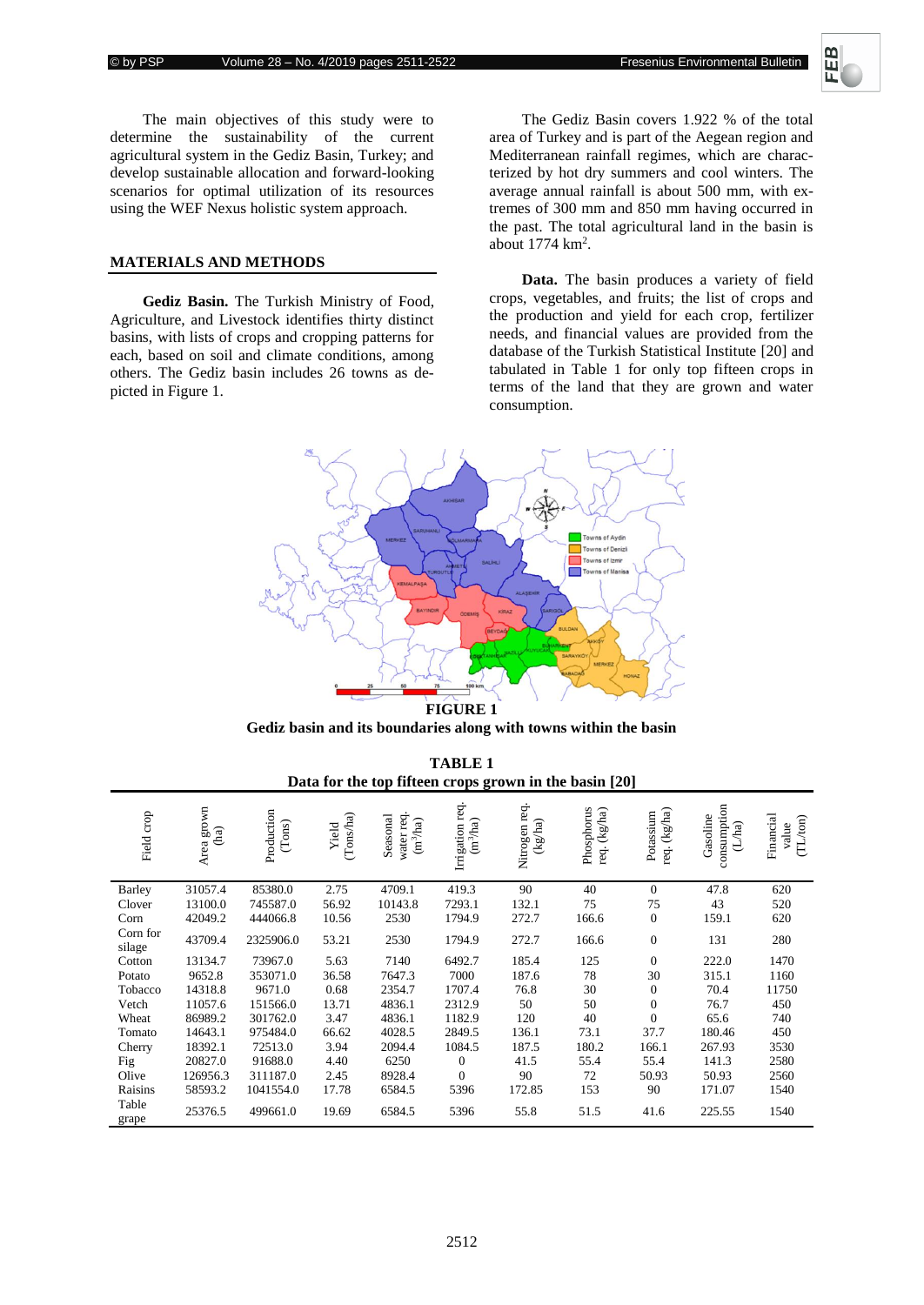The main objectives of this study were to determine the sustainability of the current agricultural system in the Gediz Basin, Turkey; and develop sustainable allocation and forward-looking scenarios for optimal utilization of its resources using the WEF Nexus holistic system approach.

## MATERIALS AND METHODS

**Gediz Basin.** The Turkish Ministry of Food, Agriculture, and Livestock identifies thirty distinct basins, with lists of crops and cropping patterns for each, based on soil and climate conditions, among others. The Gediz basin includes 26 towns as depicted in Figure 1.

The Gediz Basin covers 1.922 % of the total area of Turkey and is part of the Aegean region and Mediterranean rainfall regimes, which are characterized by hot dry summers and cool winters. The average annual rainfall is about 500 mm, with extremes of 300 mm and 850 mm having occurred in the past. The total agricultural land in the basin is about 1774 $km^2$.

**Data.** The basin produces a variety of field crops, vegetables, and fruits; the list of crops and the production and yield for each crop, fertilizer needs, and financial values are provided from the database of the Turkish Statistical Institute [20] and tabulated in Table 1 for only top fifteen crops in terms of the land that they are grown and water consumption.

**FIGURE 1**
**Gediz basin and its boundaries along with towns within the basin**

**TABLE 1**
**Data for the top fifteen crops grown in the basin [20]**

| Field crop | Area grown (ha) | Production (Tons) | Yield (Tons/ha) | Seasonal water req. ($m^3$/ha) | Irrigation req. ($m^3$/ha) | Nitrogen req. (kg/ha) | Phosphorus req. (kg/ha) | Potassium req. (kg/ha) | Gasoline consumption (L/ha) | Financial value (TL/ton) |
|---|---|---|---|---|---|---|---|---|---|---|
| Barley | 31057.4 | 85380.0 | 2.75 | 4709.1 | 419.3 | 90 | 40 | 0 | 47.8 | 620 |
| Clover | 13100.0 | 745587.0 | 56.92 | 10143.8 | 7293.1 | 132.1 | 75 | 75 | 43 | 520 |
| Corn | 42049.2 | 444066.8 | 10.56 | 2530 | 1794.9 | 272.7 | 166.6 | 0 | 159.1 | 620 |
| Corn for silage | 43709.4 | 2325906.0 | 53.21 | 2530 | 1794.9 | 272.7 | 166.6 | 0 | 131 | 280 |
| Cotton | 13134.7 | 73967.0 | 5.63 | 7140 | 6492.7 | 185.4 | 125 | 0 | 222.0 | 1470 |
| Potato | 9652.8 | 353071.0 | 36.58 | 7647.3 | 7000 | 187.6 | 78 | 30 | 315.1 | 1160 |
| Tobacco | 14318.8 | 9671.0 | 0.68 | 2354.7 | 1707.4 | 76.8 | 30 | 0 | 70.4 | 11750 |
| Vetch | 11057.6 | 151566.0 | 13.71 | 4836.1 | 2312.9 | 50 | 50 | 0 | 76.7 | 450 |
| Wheat | 86989.2 | 301762.0 | 3.47 | 4836.1 | 1182.9 | 120 | 40 | 0 | 65.6 | 740 |
| Tomato | 14643.1 | 975484.0 | 66.62 | 4028.5 | 2849.5 | 136.1 | 73.1 | 37.7 | 180.46 | 450 |
| Cherry | 18392.1 | 72513.0 | 3.94 | 2094.4 | 1084.5 | 187.5 | 180.2 | 166.1 | 267.93 | 3530 |
| Fig | 20827.0 | 91688.0 | 4.40 | 6250 | 0 | 41.5 | 55.4 | 55.4 | 141.3 | 2580 |
| Olive | 126956.3 | 311187.0 | 2.45 | 8928.4 | 0 | 90 | 72 | 50.93 | 50.93 | 2560 |
| Raisins | 58593.2 | 1041554.0 | 17.78 | 6584.5 | 5396 | 172.85 | 153 | 90 | 171.07 | 1540 |
| Table grape | 25376.5 | 499661.0 | 19.69 | 6584.5 | 5396 | 55.8 | 51.5 | 41.6 | 225.55 | 1540 |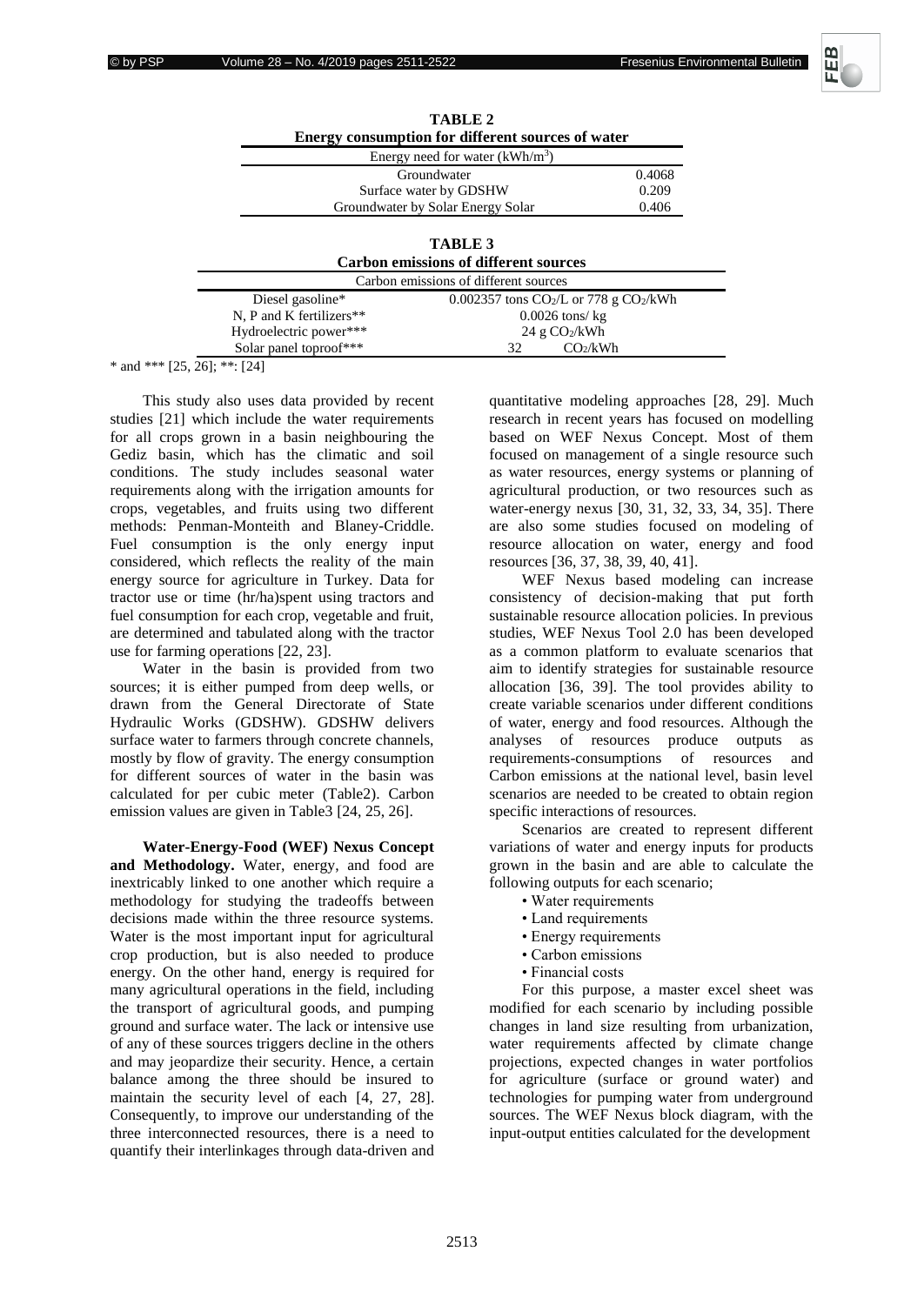**TABLE 2**
**Energy consumption for different sources of water**

| Energy need for water ($kWh/m^3$) | |
|---|---|
| Groundwater | 0.4068 |
| Surface water by GDSHW | 0.209 |
| Groundwater by Solar Energy Solar | 0.406 |

**TABLE 3**
**Carbon emissions of different sources**

| Carbon emissions of different sources | |
|---|---|
| Diesel gasoline* | 0.002357 tons $CO_2$/L or 778 g $CO_2$/kWh |
| N, P and K fertilizers** | 0.0026 tons/ kg |
| Hydroelectric power*** | 24 g $CO_2$/kWh |
| Solar panel toproof*** | 32 $CO_2$/kWh |

* and *** [25, 26]; **: [24]

This study also uses data provided by recent studies [21] which include the water requirements for all crops grown in a basin neighbouring the Gediz basin, which has the climatic and soil conditions. The study includes seasonal water requirements along with the irrigation amounts for crops, vegetables, and fruits using two different methods: Penman-Monteith and Blaney-Criddle. Fuel consumption is the only energy input considered, which reflects the reality of the main energy source for agriculture in Turkey. Data for tractor use or time (hr/ha)spent using tractors and fuel consumption for each crop, vegetable and fruit, are determined and tabulated along with the tractor use for farming operations [22, 23].

Water in the basin is provided from two sources; it is either pumped from deep wells, or drawn from the General Directorate of State Hydraulic Works (GDSHW). GDSHW delivers surface water to farmers through concrete channels, mostly by flow of gravity. The energy consumption for different sources of water in the basin was calculated for per cubic meter (Table2). Carbon emission values are given in Table3 [24, 25, 26].

**Water-Energy-Food (WEF) Nexus Concept and Methodology.** Water, energy, and food are inextricably linked to one another which require a methodology for studying the tradeoffs between decisions made within the three resource systems. Water is the most important input for agricultural crop production, but is also needed to produce energy. On the other hand, energy is required for many agricultural operations in the field, including the transport of agricultural goods, and pumping ground and surface water. The lack or intensive use of any of these sources triggers decline in the others and may jeopardize their security. Hence, a certain balance among the three should be insured to maintain the security level of each [4, 27, 28]. Consequently, to improve our understanding of the three interconnected resources, there is a need to quantify their interlinkages through data-driven and quantitative modeling approaches [28, 29]. Much research in recent years has focused on modelling based on WEF Nexus Concept. Most of them focused on management of a single resource such as water resources, energy systems or planning of agricultural production, or two resources such as water-energy nexus [30, 31, 32, 33, 34, 35]. There are also some studies focused on modeling of resource allocation on water, energy and food resources [36, 37, 38, 39, 40, 41].

WEF Nexus based modeling can increase consistency of decision-making that put forth sustainable resource allocation policies. In previous studies, WEF Nexus Tool 2.0 has been developed as a common platform to evaluate scenarios that aim to identify strategies for sustainable resource allocation [36, 39]. The tool provides ability to create variable scenarios under different conditions of water, energy and food resources. Although the analyses of resources produce outputs as requirements-consumptions of resources and Carbon emissions at the national level, basin level scenarios are needed to be created to obtain region specific interactions of resources.

Scenarios are created to represent different variations of water and energy inputs for products grown in the basin and are able to calculate the following outputs for each scenario;

- Water requirements
- Land requirements
- Energy requirements
- Carbon emissions
- Financial costs

For this purpose, a master excel sheet was modified for each scenario by including possible changes in land size resulting from urbanization, water requirements affected by climate change projections, expected changes in water portfolios for agriculture (surface or ground water) and technologies for pumping water from underground sources. The WEF Nexus block diagram, with the input-output entities calculated for the development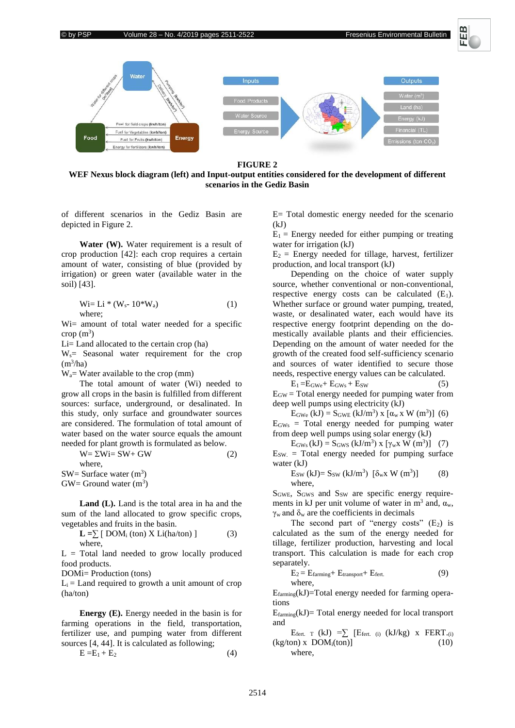**FIGURE 2**

**WEF Nexus block diagram (left) and Input-output entities considered for the development of different scenarios in the Gediz Basin**

of different scenarios in the Gediz Basin are depicted in Figure 2.

**Water (W).** Water requirement is a result of crop production [42]: each crop requires a certain amount of water, consisting of blue (provided by irrigation) or green water (available water in the soil) [43].

$$W_i = L_i * (W_s - 10*W_a) \quad (1)$$

where;

$W_i$= amount of total water needed for a specific crop ($m^3$)

$L_i$= Land allocated to the certain crop (ha)

$W_s$= Seasonal water requirement for the crop ($m^3$/ha)

$W_a$= Water available to the crop (mm)

The total amount of water ($W_i$) needed to grow all crops in the basin is fulfilled from different sources: surface, underground, or desalinated. In this study, only surface and groundwater sources are considered. The formulation of total amount of water based on the water source equals the amount needed for plant growth is formulated as below.

$$W = \Sigma W_i = SW + GW \quad (2)$$

where,

SW= Surface water ($m^3$)

GW= Ground water ($m^3$)

**Land (L).** Land is the total area in ha and the sum of the land allocated to grow specific crops, vegetables and fruits in the basin.

$$\mathbf{L} = \sum [\, DOM_i \text{ (ton) X } L_i\text{(ha/ton)} \,] \quad (3)$$

where,

L = Total land needed to grow locally produced food products.

$DOM_i$= Production (tons)

$L_i$ = Land required to growth a unit amount of crop (ha/ton)

**Energy (E).** Energy needed in the basin is for farming operations in the field, transportation, fertilizer use, and pumping water from different sources [4, 44]. It is calculated as following;

$$E = E_1 + E_2 \quad (4)$$

E= Total domestic energy needed for the scenario (kJ)

$E_1$ = Energy needed for either pumping or treating water for irrigation (kJ)

$E_2$ = Energy needed for tillage, harvest, fertilizer production, and local transport (kJ)

Depending on the choice of water supply source, whether conventional or non-conventional, respective energy costs can be calculated ($E_1$). Whether surface or ground water pumping, treated, waste, or desalinated water, each would have its respective energy footprint depending on the domestically available plants and their efficiencies. Depending on the amount of water needed for the growth of the created food self-sufficiency scenario and sources of water identified to secure those needs, respective energy values can be calculated.

$$E_1 = E_{GWe} + E_{GWs} + E_{SW} \quad (5)$$

$E_{GW}$ = Total energy needed for pumping water from deep well pumps using electricity (kJ)

$$E_{GWe} \text{ (kJ)} = S_{GWE} \text{ (kJ/m}^3\text{)} \times [\alpha_w \times W \text{ (m}^3\text{)}] \quad (6)$$

$E_{GWs}$ = Total energy needed for pumping water from deep well pumps using solar energy (kJ)

$$E_{GWs} \text{ (kJ)} = S_{GWS} \text{ (kJ/m}^3\text{)} \times [\gamma_w \times W \text{ (m}^3\text{)}] \quad (7)$$

$E_{SW.}$ = Total energy needed for pumping surface water (kJ)

$$E_{SW} \text{ (kJ)} = S_{SW} \text{ (kJ/m}^3\text{)} \; [\delta_w \times W \text{ (m}^3\text{)}] \quad (8)$$

where,

$S_{GWE}$, $S_{GWS}$ and $S_{SW}$ are specific energy requirements in kJ per unit volume of water in $m^3$ and, $\alpha_w$, $\gamma_w$ and $\delta_w$ are the coefficients in decimals

The second part of "energy costs" ($E_2$) is calculated as the sum of the energy needed for tillage, fertilizer production, harvesting and local transport. This calculation is made for each crop separately.

$$E_2 = E_{farming} + E_{transport} + E_{fert.} \quad (9)$$

where,

$E_{farming}$(kJ)=Total energy needed for farming operations

$E_{farming}$(kJ)= Total energy needed for local transport and

$$E_{fert.\ T} \text{ (kJ)} = \sum [E_{fert.\ (i)} \text{ (kJ/kg)} \times FERT._{(i)} \text{ (kg/ton)} \times DOM_i\text{(ton)}] \quad (10)$$

where,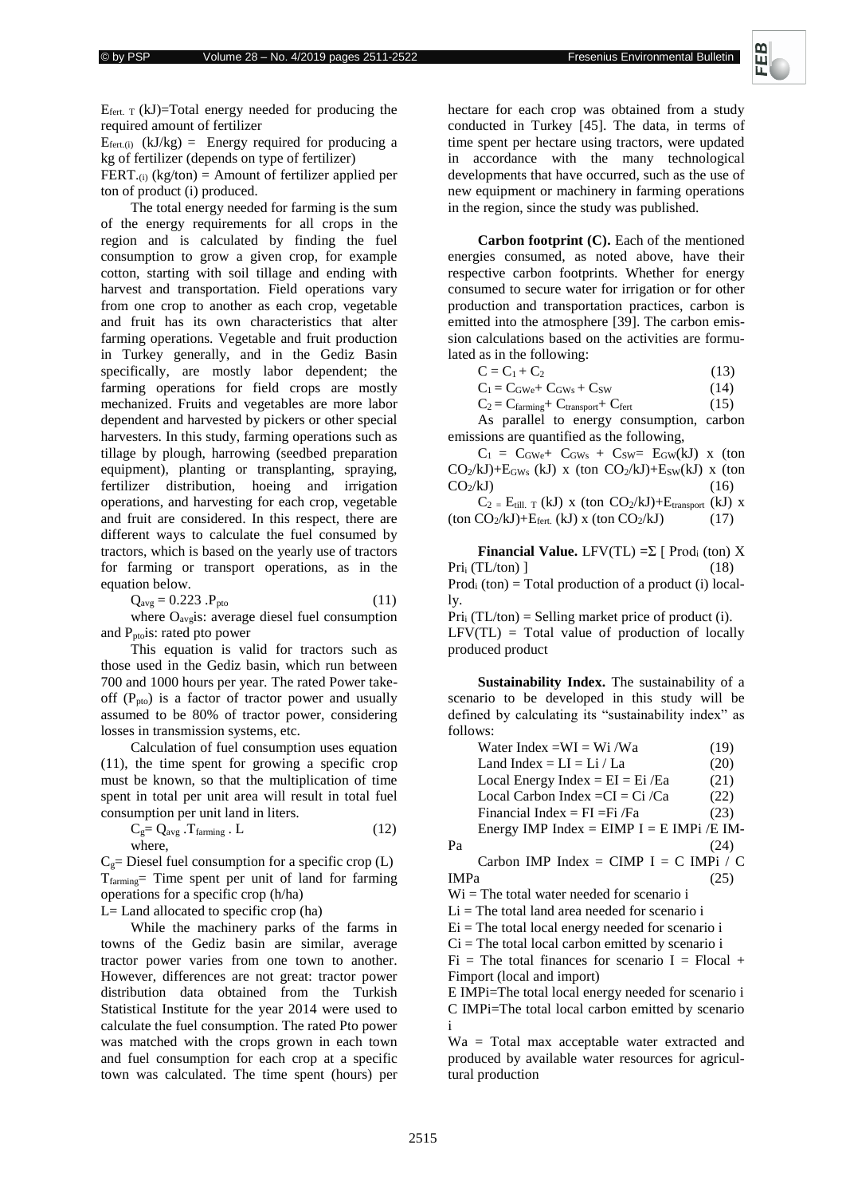$E_{fert.\ T}$ (kJ)=Total energy needed for producing the required amount of fertilizer

$E_{fert.(i)}$ (kJ/kg) = Energy required for producing a kg of fertilizer (depends on type of fertilizer)

$FERT._{(i)}$ (kg/ton) = Amount of fertilizer applied per ton of product (i) produced.

The total energy needed for farming is the sum of the energy requirements for all crops in the region and is calculated by finding the fuel consumption to grow a given crop, for example cotton, starting with soil tillage and ending with harvest and transportation. Field operations vary from one crop to another as each crop, vegetable and fruit has its own characteristics that alter farming operations. Vegetable and fruit production in Turkey generally, and in the Gediz Basin specifically, are mostly labor dependent; the farming operations for field crops are mostly mechanized. Fruits and vegetables are more labor dependent and harvested by pickers or other special harvesters. In this study, farming operations such as tillage by plough, harrowing (seedbed preparation equipment), planting or transplanting, spraying, fertilizer distribution, hoeing and irrigation operations, and harvesting for each crop, vegetable and fruit are considered. In this respect, there are different ways to calculate the fuel consumed by tractors, which is based on the yearly use of tractors for farming or transport operations, as in the equation below.

$$Q_{avg} = 0.223 . P_{pto} \qquad (11)$$

where $O_{avg}$is: average diesel fuel consumption and $P_{pto}$is: rated pto power

This equation is valid for tractors such as those used in the Gediz basin, which run between 700 and 1000 hours per year. The rated Power take-off ($P_{pto}$) is a factor of tractor power and usually assumed to be 80% of tractor power, considering losses in transmission systems, etc.

Calculation of fuel consumption uses equation (11), the time spent for growing a specific crop must be known, so that the multiplication of time spent in total per unit area will result in total fuel consumption per unit land in liters.

$$C_g = Q_{avg} . T_{farming} . L \qquad (12)$$

where,

$C_g$= Diesel fuel consumption for a specific crop (L)

$T_{farming}$= Time spent per unit of land for farming operations for a specific crop (h/ha)

L= Land allocated to specific crop (ha)

While the machinery parks of the farms in towns of the Gediz basin are similar, average tractor power varies from one town to another. However, differences are not great: tractor power distribution data obtained from the Turkish Statistical Institute for the year 2014 were used to calculate the fuel consumption. The rated Pto power was matched with the crops grown in each town and fuel consumption for each crop at a specific town was calculated. The time spent (hours) per hectare for each crop was obtained from a study conducted in Turkey [45]. The data, in terms of time spent per hectare using tractors, were updated in accordance with the many technological developments that have occurred, such as the use of new equipment or machinery in farming operations in the region, since the study was published.

**Carbon footprint (C).** Each of the mentioned energies consumed, as noted above, have their respective carbon footprints. Whether for energy consumed to secure water for irrigation or for other production and transportation practices, carbon is emitted into the atmosphere [39]. The carbon emission calculations based on the activities are formulated as in the following:

$$C = C_1 + C_2 \qquad (13)$$

$$C_1 = C_{GWe} + C_{GWs} + C_{SW} \qquad (14)$$

$$C_2 = C_{farming} + C_{transport} + C_{fert} \qquad (15)$$

As parallel to energy consumption, carbon emissions are quantified as the following,

$$C_1 = C_{GWe} + C_{GWs} + C_{SW} = E_{GW}(kJ) \text{ x (ton } CO_2/kJ) + E_{GWs} \text{ (kJ) x (ton } CO_2/kJ) + E_{SW}(kJ) \text{ x (ton } CO_2/kJ) \qquad (16)$$

$$C_2 = E_{till.\ T} \text{ (kJ) x (ton } CO_2/kJ) + E_{transport} \text{ (kJ) x (ton } CO_2/kJ) + E_{fert.} \text{ (kJ) x (ton } CO_2/kJ) \qquad (17)$$

**Financial Value.** $LFV(TL) = \Sigma$ [ $Prod_i$ (ton) X $Pri_i$ (TL/ton) ] (18)

$Prod_i$ (ton) = Total production of a product (i) locally.

$Pri_i$ (TL/ton) = Selling market price of product (i).

LFV(TL) = Total value of production of locally produced product

**Sustainability Index.** The sustainability of a scenario to be developed in this study will be defined by calculating its "sustainability index" as follows:

Water Index =WI = Wi /Wa (19)

Land Index = LI = Li / La (20)

Local Energy Index = EI = Ei /Ea (21)

Local Carbon Index =CI = Ci /Ca (22)

Financial Index = FI =Fi /Fa (23)

Energy IMP Index = EIMP I = E IMPi /E IMPa (24)

Carbon IMP Index = CIMP I = C IMPi / C IMPa (25)

Wi = The total water needed for scenario i

Li = The total land area needed for scenario i

Ei = The total local energy needed for scenario i

Ci = The total local carbon emitted by scenario i

Fi = The total finances for scenario I = Flocal + Fimport (local and import)

E IMPi=The total local energy needed for scenario i

C IMPi=The total local carbon emitted by scenario i

Wa = Total max acceptable water extracted and produced by available water resources for agricultural production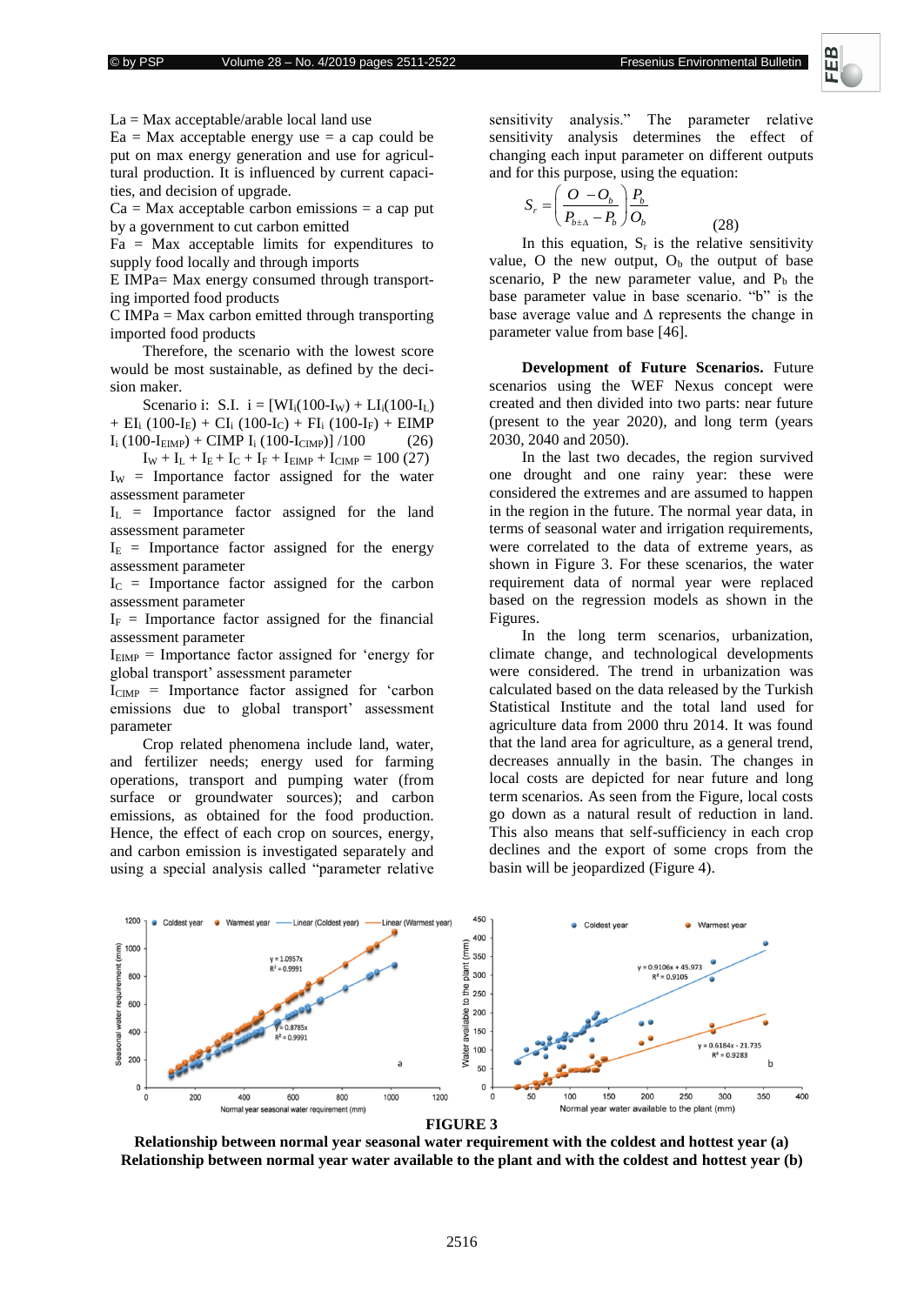La = Max acceptable/arable local land use

Ea = Max acceptable energy use = a cap could be put on max energy generation and use for agricultural production. It is influenced by current capacities, and decision of upgrade.

Ca = Max acceptable carbon emissions = a cap put by a government to cut carbon emitted

Fa = Max acceptable limits for expenditures to supply food locally and through imports

E IMPa= Max energy consumed through transporting imported food products

C IMPa = Max carbon emitted through transporting imported food products

Therefore, the scenario with the lowest score would be most sustainable, as defined by the decision maker.

Scenario i: S.I. i = $[WI_i(100\text{-}I_W) + LI_i(100\text{-}I_L) + EI_i\ (100\text{-}I_E) + CI_i\ (100\text{-}I_C) + FI_i\ (100\text{-}I_F) + EIMP\ I_i\ (100\text{-}I_{EIMP}) + CIMP\ I_i\ (100\text{-}I_{CIMP})]\ /100$ (26)

$I_W + I_L + I_E + I_C + I_F + I_{EIMP} + I_{CIMP} = 100$ (27)

$I_W$ = Importance factor assigned for the water assessment parameter

$I_L$ = Importance factor assigned for the land assessment parameter

$I_E$ = Importance factor assigned for the energy assessment parameter

$I_C$ = Importance factor assigned for the carbon assessment parameter

$I_F$ = Importance factor assigned for the financial assessment parameter

$I_{EIMP}$ = Importance factor assigned for 'energy for global transport' assessment parameter

$I_{CIMP}$ = Importance factor assigned for 'carbon emissions due to global transport' assessment parameter

Crop related phenomena include land, water, and fertilizer needs; energy used for farming operations, transport and pumping water (from surface or groundwater sources); and carbon emissions, as obtained for the food production. Hence, the effect of each crop on sources, energy, and carbon emission is investigated separately and using a special analysis called "parameter relative sensitivity analysis." The parameter relative sensitivity analysis determines the effect of changing each input parameter on different outputs and for this purpose, using the equation:

$$S_r = \left(\frac{O - O_b}{P_{b\pm\Delta} - P_b}\right)\frac{P_b}{O_b} \qquad (28)$$

In this equation, $S_r$ is the relative sensitivity value, O the new output, $O_b$ the output of base scenario, P the new parameter value, and $P_b$ the base parameter value in base scenario. "b" is the base average value and Δ represents the change in parameter value from base [46].

**Development of Future Scenarios.** Future scenarios using the WEF Nexus concept were created and then divided into two parts: near future (present to the year 2020), and long term (years 2030, 2040 and 2050).

In the last two decades, the region survived one drought and one rainy year: these were considered the extremes and are assumed to happen in the region in the future. The normal year data, in terms of seasonal water and irrigation requirements, were correlated to the data of extreme years, as shown in Figure 3. For these scenarios, the water requirement data of normal year were replaced based on the regression models as shown in the Figures.

In the long term scenarios, urbanization, climate change, and technological developments were considered. The trend in urbanization was calculated based on the data released by the Turkish Statistical Institute and the total land used for agriculture data from 2000 thru 2014. It was found that the land area for agriculture, as a general trend, decreases annually in the basin. The changes in local costs are depicted for near future and long term scenarios. As seen from the Figure, local costs go down as a natural result of reduction in land. This also means that self-sufficiency in each crop declines and the export of some crops from the basin will be jeopardized (Figure 4).

**FIGURE 3**

**Relationship between normal year seasonal water requirement with the coldest and hottest year (a)**
**Relationship between normal year water available to the plant and with the coldest and hottest year (b)**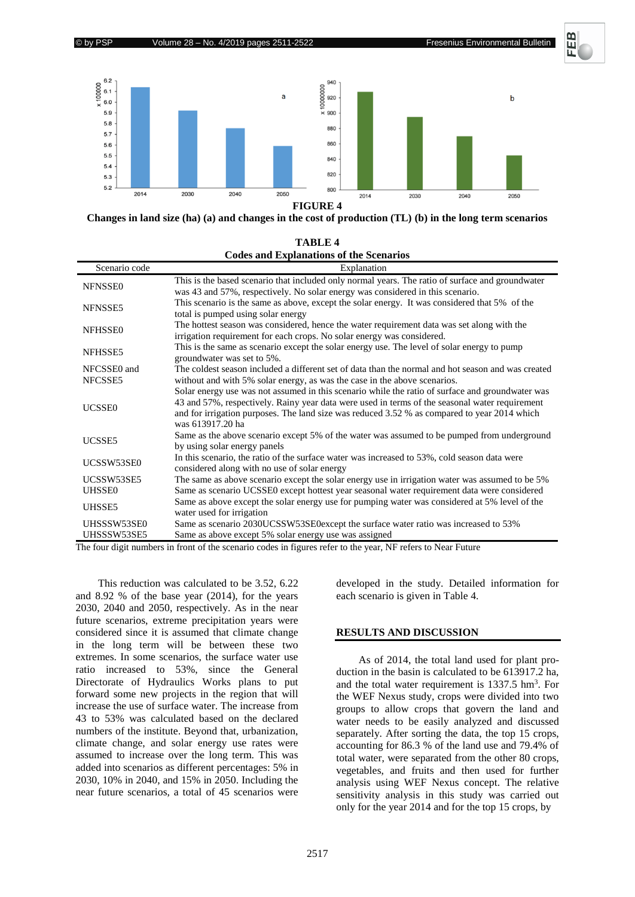**FIGURE 4**

**Changes in land size (ha) (a) and changes in the cost of production (TL) (b) in the long term scenarios**

**TABLE 4**
**Codes and Explanations of the Scenarios**

| Scenario code | Explanation |
|---|---|
| NFNSSE0 | This is the based scenario that included only normal years. The ratio of surface and groundwater was 43 and 57%, respectively. No solar energy was considered in this scenario. |
| NFNSSE5 | This scenario is the same as above, except the solar energy. It was considered that 5% of the total is pumped using solar energy |
| NFHSSE0 | The hottest season was considered, hence the water requirement data was set along with the irrigation requirement for each crops. No solar energy was considered. |
| NFHSSE5 | This is the same as scenario except the solar energy use. The level of solar energy to pump groundwater was set to 5%. |
| NFCSSE0 and NFCSSE5 | The coldest season included a different set of data than the normal and hot season and was created without and with 5% solar energy, as was the case in the above scenarios. |
| UCSSE0 | Solar energy use was not assumed in this scenario while the ratio of surface and groundwater was 43 and 57%, respectively. Rainy year data were used in terms of the seasonal water requirement and for irrigation purposes. The land size was reduced 3.52 % as compared to year 2014 which was 613917.20 ha |
| UCSSE5 | Same as the above scenario except 5% of the water was assumed to be pumped from underground by using solar energy panels |
| UCSSW53SE0 | In this scenario, the ratio of the surface water was increased to 53%, cold season data were considered along with no use of solar energy |
| UCSSW53SE5 | The same as above scenario except the solar energy use in irrigation water was assumed to be 5% |
| UHSSE0 | Same as scenario UCSSE0 except hottest year seasonal water requirement data were considered |
| UHSSE5 | Same as above except the solar energy use for pumping water was considered at 5% level of the water used for irrigation |
| UHSSSW53SE0 | Same as scenario 2030UCSSW53SE0except the surface water ratio was increased to 53% |
| UHSSSW53SE5 | Same as above except 5% solar energy use was assigned |

The four digit numbers in front of the scenario codes in figures refer to the year, NF refers to Near Future

This reduction was calculated to be 3.52, 6.22 and 8.92 % of the base year (2014), for the years 2030, 2040 and 2050, respectively. As in the near future scenarios, extreme precipitation years were considered since it is assumed that climate change in the long term will be between these two extremes. In some scenarios, the surface water use ratio increased to 53%, since the General Directorate of Hydraulics Works plans to put forward some new projects in the region that will increase the use of surface water. The increase from 43 to 53% was calculated based on the declared numbers of the institute. Beyond that, urbanization, climate change, and solar energy use rates were assumed to increase over the long term. This was added into scenarios as different percentages: 5% in 2030, 10% in 2040, and 15% in 2050. Including the near future scenarios, a total of 45 scenarios were developed in the study. Detailed information for each scenario is given in Table 4.

## RESULTS AND DISCUSSION

As of 2014, the total land used for plant production in the basin is calculated to be 613917.2 ha, and the total water requirement is 1337.5 $hm^3$. For the WEF Nexus study, crops were divided into two groups to allow crops that govern the land and water needs to be easily analyzed and discussed separately. After sorting the data, the top 15 crops, accounting for 86.3 % of the land use and 79.4% of total water, were separated from the other 80 crops, vegetables, and fruits and then used for further analysis using WEF Nexus concept. The relative sensitivity analysis in this study was carried out only for the year 2014 and for the top 15 crops, by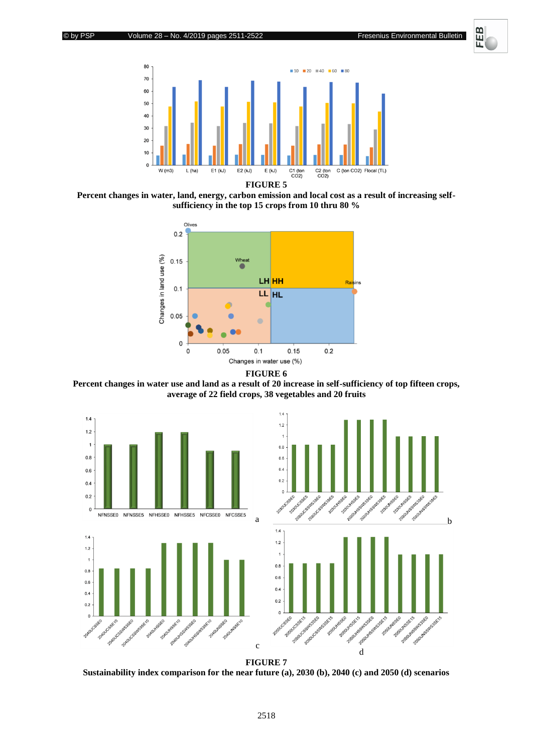**FIGURE 5**

**Percent changes in water, land, energy, carbon emission and local cost as a result of increasing self-sufficiency in the top 15 crops from 10 thru 80 %**

**FIGURE 6**

**Percent changes in water use and land as a result of 20 increase in self-sufficiency of top fifteen crops, average of 22 field crops, 38 vegetables and 20 fruits**

**FIGURE 7**

**Sustainability index comparison for the near future (a), 2030 (b), 2040 (c) and 2050 (d) scenarios**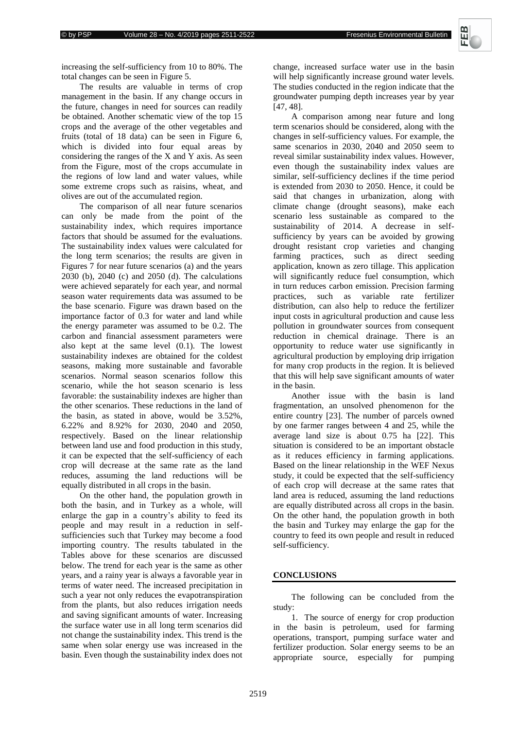increasing the self-sufficiency from 10 to 80%. The total changes can be seen in Figure 5.

The results are valuable in terms of crop management in the basin. If any change occurs in the future, changes in need for sources can readily be obtained. Another schematic view of the top 15 crops and the average of the other vegetables and fruits (total of 18 data) can be seen in Figure 6, which is divided into four equal areas by considering the ranges of the X and Y axis. As seen from the Figure, most of the crops accumulate in the regions of low land and water values, while some extreme crops such as raisins, wheat, and olives are out of the accumulated region.

The comparison of all near future scenarios can only be made from the point of the sustainability index, which requires importance factors that should be assumed for the evaluations. The sustainability index values were calculated for the long term scenarios; the results are given in Figures 7 for near future scenarios (a) and the years 2030 (b), 2040 (c) and 2050 (d). The calculations were achieved separately for each year, and normal season water requirements data was assumed to be the base scenario. Figure was drawn based on the importance factor of 0.3 for water and land while the energy parameter was assumed to be 0.2. The carbon and financial assessment parameters were also kept at the same level (0.1). The lowest sustainability indexes are obtained for the coldest seasons, making more sustainable and favorable scenarios. Normal season scenarios follow this scenario, while the hot season scenario is less favorable: the sustainability indexes are higher than the other scenarios. These reductions in the land of the basin, as stated in above, would be 3.52%, 6.22% and 8.92% for 2030, 2040 and 2050, respectively. Based on the linear relationship between land use and food production in this study, it can be expected that the self-sufficiency of each crop will decrease at the same rate as the land reduces, assuming the land reductions will be equally distributed in all crops in the basin.

On the other hand, the population growth in both the basin, and in Turkey as a whole, will enlarge the gap in a country's ability to feed its people and may result in a reduction in self-sufficiencies such that Turkey may become a food importing country. The results tabulated in the Tables above for these scenarios are discussed below. The trend for each year is the same as other years, and a rainy year is always a favorable year in terms of water need. The increased precipitation in such a year not only reduces the evapotranspiration from the plants, but also reduces irrigation needs and saving significant amounts of water. Increasing the surface water use in all long term scenarios did not change the sustainability index. This trend is the same when solar energy use was increased in the basin. Even though the sustainability index does not change, increased surface water use in the basin will help significantly increase ground water levels. The studies conducted in the region indicate that the groundwater pumping depth increases year by year [47, 48].

A comparison among near future and long term scenarios should be considered, along with the changes in self-sufficiency values. For example, the same scenarios in 2030, 2040 and 2050 seem to reveal similar sustainability index values. However, even though the sustainability index values are similar, self-sufficiency declines if the time period is extended from 2030 to 2050. Hence, it could be said that changes in urbanization, along with climate change (drought seasons), make each scenario less sustainable as compared to the sustainability of 2014. A decrease in self-sufficiency by years can be avoided by growing drought resistant crop varieties and changing farming practices, such as direct seeding application, known as zero tillage. This application will significantly reduce fuel consumption, which in turn reduces carbon emission. Precision farming practices, such as variable rate fertilizer distribution, can also help to reduce the fertilizer input costs in agricultural production and cause less pollution in groundwater sources from consequent reduction in chemical drainage. There is an opportunity to reduce water use significantly in agricultural production by employing drip irrigation for many crop products in the region. It is believed that this will help save significant amounts of water in the basin.

Another issue with the basin is land fragmentation, an unsolved phenomenon for the entire country [23]. The number of parcels owned by one farmer ranges between 4 and 25, while the average land size is about 0.75 ha [22]. This situation is considered to be an important obstacle as it reduces efficiency in farming applications. Based on the linear relationship in the WEF Nexus study, it could be expected that the self-sufficiency of each crop will decrease at the same rates that land area is reduced, assuming the land reductions are equally distributed across all crops in the basin. On the other hand, the population growth in both the basin and Turkey may enlarge the gap for the country to feed its own people and result in reduced self-sufficiency.

## CONCLUSIONS

The following can be concluded from the study:

1. The source of energy for crop production in the basin is petroleum, used for farming operations, transport, pumping surface water and fertilizer production. Solar energy seems to be an appropriate source, especially for pumping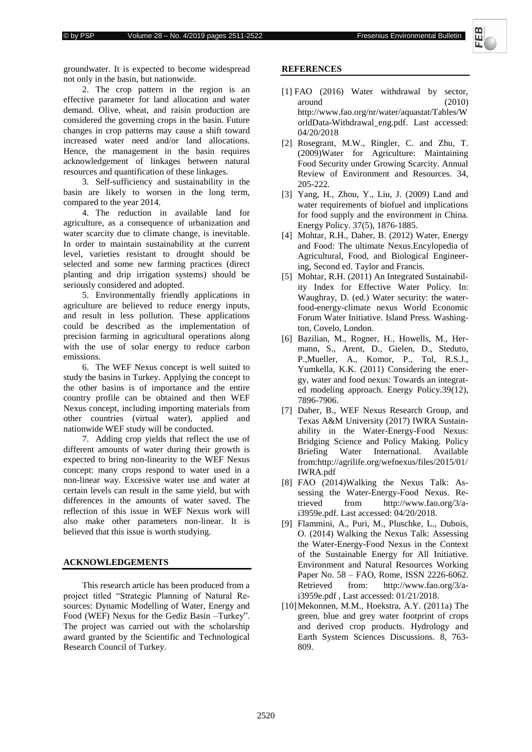groundwater. It is expected to become widespread not only in the basin, but nationwide.

2. The crop pattern in the region is an effective parameter for land allocation and water demand. Olive, wheat, and raisin production are considered the governing crops in the basin. Future changes in crop patterns may cause a shift toward increased water need and/or land allocations. Hence, the management in the basin requires acknowledgement of linkages between natural resources and quantification of these linkages.

3. Self-sufficiency and sustainability in the basin are likely to worsen in the long term, compared to the year 2014.

4. The reduction in available land for agriculture, as a consequence of urbanization and water scarcity due to climate change, is inevitable. In order to maintain sustainability at the current level, varieties resistant to drought should be selected and some new farming practices (direct planting and drip irrigation systems) should be seriously considered and adopted.

5. Environmentally friendly applications in agriculture are believed to reduce energy inputs, and result in less pollution. These applications could be described as the implementation of precision farming in agricultural operations along with the use of solar energy to reduce carbon emissions.

6. The WEF Nexus concept is well suited to study the basins in Turkey. Applying the concept to the other basins is of importance and the entire country profile can be obtained and then WEF Nexus concept, including importing materials from other countries (virtual water), applied and nationwide WEF study will be conducted.

7. Adding crop yields that reflect the use of different amounts of water during their growth is expected to bring non-linearity to the WEF Nexus concept: many crops respond to water used in a non-linear way. Excessive water use and water at certain levels can result in the same yield, but with differences in the amounts of water saved. The reflection of this issue in WEF Nexus work will also make other parameters non-linear. It is believed that this issue is worth studying.

## ACKNOWLEDGEMENTS

This research article has been produced from a project titled "Strategic Planning of Natural Resources: Dynamic Modelling of Water, Energy and Food (WEF) Nexus for the Gediz Basin –Turkey". The project was carried out with the scholarship award granted by the Scientific and Technological Research Council of Turkey.

## REFERENCES

[1] FAO (2016) Water withdrawal by sector, around (2010) http://www.fao.org/nr/water/aquastat/Tables/WorldData-Withdrawal_eng.pdf. Last accessed: 04/20/2018

[2] Rosegrant, M.W., Ringler, C. and Zhu, T. (2009)Water for Agriculture: Maintaining Food Security under Growing Scarcity. Annual Review of Environment and Resources. 34, 205-222.

[3] Yang, H., Zhou, Y., Liu, J. (2009) Land and water requirements of biofuel and implications for food supply and the environment in China. Energy Policy. 37(5), 1876-1885.

[4] Mohtar, R.H., Daher, B. (2012) Water, Energy and Food: The ultimate Nexus.Encylopedia of Agricultural, Food, and Biological Engineering, Second ed. Taylor and Francis.

[5] Mohtar, R.H. (2011) An Integrated Sustainability Index for Effective Water Policy. In: Waughray, D. (ed.) Water security: the water-food-energy-climate nexus World Economic Forum Water Initiative. Island Press. Washington, Covelo, London.

[6] Bazilian, M., Rogner, H., Howells, M., Hermann, S., Arent, D., Gielen, D., Steduto, P.,Mueller, A., Komor, P., Tol, R.S.J., Yumkella, K.K. (2011) Considering the energy, water and food nexus: Towards an integrated modeling approach. Energy Policy.39(12), 7896-7906.

[7] Daher, B., WEF Nexus Research Group, and Texas A&M University (2017) IWRA Sustainability in the Water-Energy-Food Nexus: Bridging Science and Policy Making. Policy Briefing Water International. Available from:http://agrilife.org/wefnexus/files/2015/01/IWRA.pdf

[8] FAO (2014)Walking the Nexus Talk: Assessing the Water-Energy-Food Nexus. Retrieved from http://www.fao.org/3/a-i3959e.pdf. Last accessed: 04/20/2018.

[9] Flammini, A., Puri, M., Pluschke, L., Dubois, O. (2014) Walking the Nexus Talk: Assessing the Water-Energy-Food Nexus in the Context of the Sustainable Energy for All Initiative. Environment and Natural Resources Working Paper No. 58 – FAO, Rome, ISSN 2226-6062. Retrieved from: http://www.fao.org/3/a-i3959e.pdf , Last accessed: 01/21/2018.

[10] Mekonnen, M.M., Hoekstra, A.Y. (2011a) The green, blue and grey water footprint of crops and derived crop products. Hydrology and Earth System Sciences Discussions. 8, 763-809.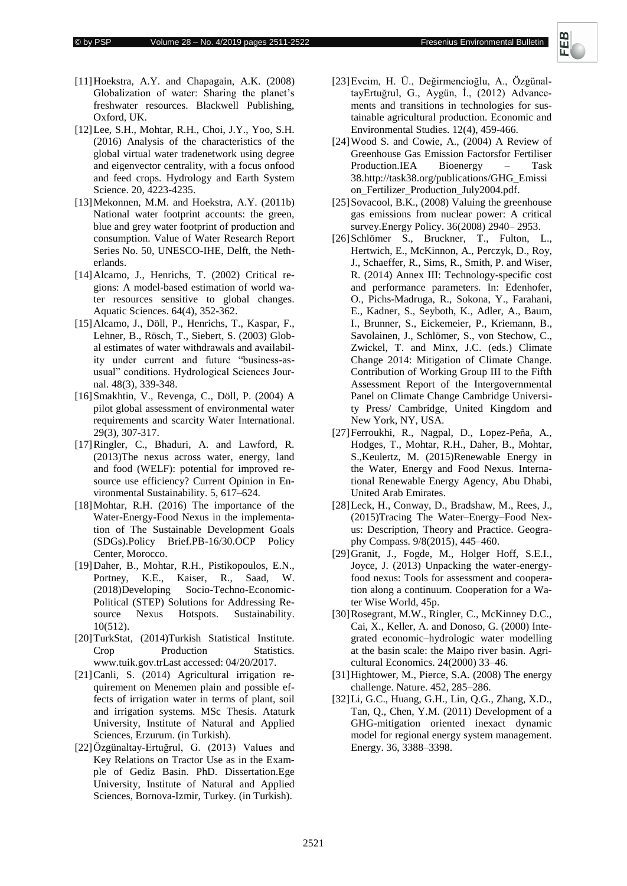[11] Hoekstra, A.Y. and Chapagain, A.K. (2008) Globalization of water: Sharing the planet's freshwater resources. Blackwell Publishing, Oxford, UK.

[12] Lee, S.H., Mohtar, R.H., Choi, J.Y., Yoo, S.H. (2016) Analysis of the characteristics of the global virtual water tradenetwork using degree and eigenvector centrality, with a focus onfood and feed crops. Hydrology and Earth System Science. 20, 4223-4235.

[13] Mekonnen, M.M. and Hoekstra, A.Y. (2011b) National water footprint accounts: the green, blue and grey water footprint of production and consumption. Value of Water Research Report Series No. 50, UNESCO-IHE, Delft, the Netherlands.

[14] Alcamo, J., Henrichs, T. (2002) Critical regions: A model-based estimation of world water resources sensitive to global changes. Aquatic Sciences. 64(4), 352-362.

[15] Alcamo, J., Döll, P., Henrichs, T., Kaspar, F., Lehner, B., Rösch, T., Siebert, S. (2003) Global estimates of water withdrawals and availability under current and future "business-as-usual" conditions. Hydrological Sciences Journal. 48(3), 339-348.

[16] Smakhtin, V., Revenga, C., Döll, P. (2004) A pilot global assessment of environmental water requirements and scarcity Water International. 29(3), 307-317.

[17] Ringler, C., Bhaduri, A. and Lawford, R. (2013)The nexus across water, energy, land and food (WELF): potential for improved resource use efficiency? Current Opinion in Environmental Sustainability. 5, 617–624.

[18] Mohtar, R.H. (2016) The importance of the Water-Energy-Food Nexus in the implementation of The Sustainable Development Goals (SDGs).Policy Brief.PB-16/30.OCP Policy Center, Morocco.

[19] Daher, B., Mohtar, R.H., Pistikopoulos, E.N., Portney, K.E., Kaiser, R., Saad, W. (2018)Developing Socio-Techno-Economic-Political (STEP) Solutions for Addressing Resource Nexus Hotspots. Sustainability. 10(512).

[20] TurkStat, (2014)Turkish Statistical Institute. Crop Production Statistics. www.tuik.gov.trLast accessed: 04/20/2017.

[21] Canli, S. (2014) Agricultural irrigation requirement on Menemen plain and possible effects of irrigation water in terms of plant, soil and irrigation systems. MSc Thesis. Ataturk University, Institute of Natural and Applied Sciences, Erzurum. (in Turkish).

[22] Özgünaltay-Ertuğrul, G. (2013) Values and Key Relations on Tractor Use as in the Example of Gediz Basin. PhD. Dissertation.Ege University, Institute of Natural and Applied Sciences, Bornova-Izmir, Turkey. (in Turkish).

[23] Evcim, H. Ü., Değirmencioğlu, A., ÖzgünaltayErtuğrul, G., Aygün, İ., (2012) Advancements and transitions in technologies for sustainable agricultural production. Economic and Environmental Studies. 12(4), 459-466.

[24] Wood S. and Cowie, A., (2004) A Review of Greenhouse Gas Emission Factorsfor Fertiliser Production.IEA Bioenergy – Task 38.http://task38.org/publications/GHG_Emission_Fertilizer_Production_July2004.pdf.

[25] Sovacool, B.K., (2008) Valuing the greenhouse gas emissions from nuclear power: A critical survey.Energy Policy. 36(2008) 2940– 2953.

[26] Schlömer S., Bruckner, T., Fulton, L., Hertwich, E., McKinnon, A., Perczyk, D., Roy, J., Schaeffer, R., Sims, R., Smith, P. and Wiser, R. (2014) Annex III: Technology-specific cost and performance parameters. In: Edenhofer, O., Pichs-Madruga, R., Sokona, Y., Farahani, E., Kadner, S., Seyboth, K., Adler, A., Baum, I., Brunner, S., Eickemeier, P., Kriemann, B., Savolainen, J., Schlömer, S., von Stechow, C., Zwickel, T. and Minx, J.C. (eds.) Climate Change 2014: Mitigation of Climate Change. Contribution of Working Group III to the Fifth Assessment Report of the Intergovernmental Panel on Climate Change Cambridge University Press/ Cambridge, United Kingdom and New York, NY, USA.

[27] Ferroukhi, R., Nagpal, D., Lopez-Peña, A., Hodges, T., Mohtar, R.H., Daher, B., Mohtar, S.,Keulertz, M. (2015)Renewable Energy in the Water, Energy and Food Nexus. International Renewable Energy Agency, Abu Dhabi, United Arab Emirates.

[28] Leck, H., Conway, D., Bradshaw, M., Rees, J., (2015)Tracing The Water–Energy–Food Nexus: Description, Theory and Practice. Geography Compass. 9/8(2015), 445–460.

[29] Granit, J., Fogde, M., Holger Hoff, S.E.I., Joyce, J. (2013) Unpacking the water-energy-food nexus: Tools for assessment and cooperation along a continuum. Cooperation for a Water Wise World, 45p.

[30] Rosegrant, M.W., Ringler, C., McKinney D.C., Cai, X., Keller, A. and Donoso, G. (2000) Integrated economic–hydrologic water modelling at the basin scale: the Maipo river basin. Agricultural Economics. 24(2000) 33–46.

[31] Hightower, M., Pierce, S.A. (2008) The energy challenge. Nature. 452, 285–286.

[32] Li, G.C., Huang, G.H., Lin, Q.G., Zhang, X.D., Tan, Q., Chen, Y.M. (2011) Development of a GHG-mitigation oriented inexact dynamic model for regional energy system management. Energy. 36, 3388–3398.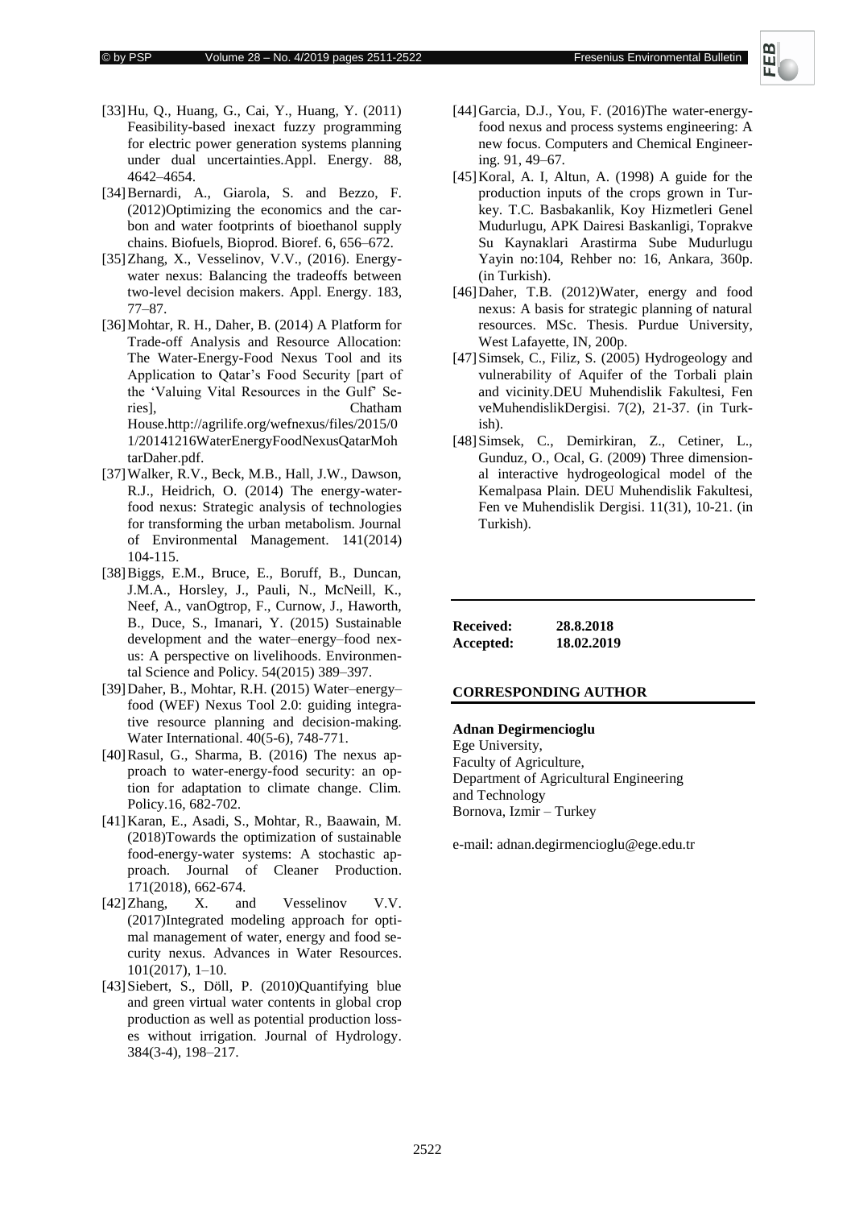[33] Hu, Q., Huang, G., Cai, Y., Huang, Y. (2011) Feasibility-based inexact fuzzy programming for electric power generation systems planning under dual uncertainties.Appl. Energy. 88, 4642–4654.

[34] Bernardi, A., Giarola, S. and Bezzo, F. (2012)Optimizing the economics and the carbon and water footprints of bioethanol supply chains. Biofuels, Bioprod. Bioref. 6, 656–672.

[35] Zhang, X., Vesselinov, V.V., (2016). Energy-water nexus: Balancing the tradeoffs between two-level decision makers. Appl. Energy. 183, 77–87.

[36] Mohtar, R. H., Daher, B. (2014) A Platform for Trade-off Analysis and Resource Allocation: The Water-Energy-Food Nexus Tool and its Application to Qatar's Food Security [part of the 'Valuing Vital Resources in the Gulf' Series], Chatham House.http://agrilife.org/wefnexus/files/2015/01/20141216WaterEnergyFoodNexusQatarMohtarDaher.pdf.

[37] Walker, R.V., Beck, M.B., Hall, J.W., Dawson, R.J., Heidrich, O. (2014) The energy-water-food nexus: Strategic analysis of technologies for transforming the urban metabolism. Journal of Environmental Management. 141(2014) 104-115.

[38] Biggs, E.M., Bruce, E., Boruff, B., Duncan, J.M.A., Horsley, J., Pauli, N., McNeill, K., Neef, A., vanOgtrop, F., Curnow, J., Haworth, B., Duce, S., Imanari, Y. (2015) Sustainable development and the water–energy–food nexus: A perspective on livelihoods. Environmental Science and Policy. 54(2015) 389–397.

[39] Daher, B., Mohtar, R.H. (2015) Water–energy–food (WEF) Nexus Tool 2.0: guiding integrative resource planning and decision-making. Water International. 40(5-6), 748-771.

[40] Rasul, G., Sharma, B. (2016) The nexus approach to water-energy-food security: an option for adaptation to climate change. Clim. Policy.16, 682-702.

[41] Karan, E., Asadi, S., Mohtar, R., Baawain, M. (2018)Towards the optimization of sustainable food-energy-water systems: A stochastic approach. Journal of Cleaner Production. 171(2018), 662-674.

[42] Zhang, X. and Vesselinov V.V. (2017)Integrated modeling approach for optimal management of water, energy and food security nexus. Advances in Water Resources. 101(2017), 1–10.

[43] Siebert, S., Döll, P. (2010)Quantifying blue and green virtual water contents in global crop production as well as potential production losses without irrigation. Journal of Hydrology. 384(3-4), 198–217.

[44] Garcia, D.J., You, F. (2016)The water-energy-food nexus and process systems engineering: A new focus. Computers and Chemical Engineering. 91, 49–67.

[45] Koral, A. I, Altun, A. (1998) A guide for the production inputs of the crops grown in Turkey. T.C. Basbakanlik, Koy Hizmetleri Genel Mudurlugu, APK Dairesi Baskanligi, Toprakve Su Kaynaklari Arastirma Sube Mudurlugu Yayin no:104, Rehber no: 16, Ankara, 360p. (in Turkish).

[46] Daher, T.B. (2012)Water, energy and food nexus: A basis for strategic planning of natural resources. MSc. Thesis. Purdue University, West Lafayette, IN, 200p.

[47] Simsek, C., Filiz, S. (2005) Hydrogeology and vulnerability of Aquifer of the Torbali plain and vicinity.DEU Muhendislik Fakultesi, Fen veMuhendislikDergisi. 7(2), 21-37. (in Turkish).

[48] Simsek, C., Demirkiran, Z., Cetiner, L., Gunduz, O., Ocal, G. (2009) Three dimensional interactive hydrogeological model of the Kemalpasa Plain. DEU Muhendislik Fakultesi, Fen ve Muhendislik Dergisi. 11(31), 10-21. (in Turkish).

**Received:** 28.8.2018
**Accepted:** 18.02.2019

**CORRESPONDING AUTHOR**

**Adnan Degirmencioglu**
Ege University,
Faculty of Agriculture,
Department of Agricultural Engineering and Technology
Bornova, Izmir – Turkey

e-mail: adnan.degirmencioglu@ege.edu.tr